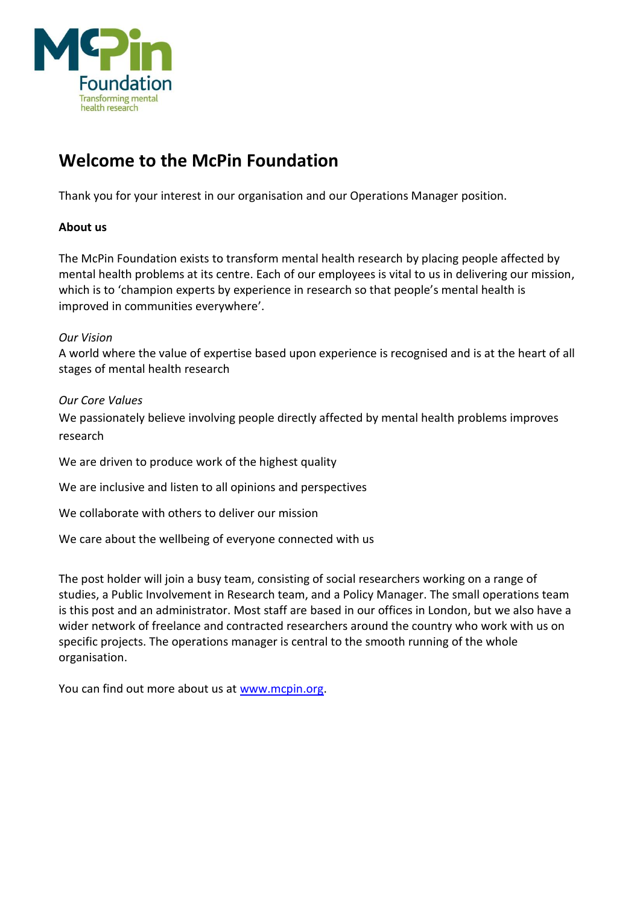# Welcome to the McPin Foundation

Thank you for your interest in our organisation and our Operations Manager position.

**About us**

The McPin Foundation exists to transform mental health research by placing people affected by mental health problems at its centre. Each of our employees is vital to us in delivering our mission, which is to 'champion experts by experience in research so that people's mental health is improved in communities everywhere'.

*Our Vision*

A world where the value of expertise based upon experience is recognised and is at the heart of all stages of mental health research

*Our Core Values*

We passionately believe involving people directly affected by mental health problems improves research

We are driven to produce work of the highest quality

We are inclusive and listen to all opinions and perspectives

We collaborate with others to deliver our mission

We care about the wellbeing of everyone connected with us

The post holder will join a busy team, consisting of social researchers working on a range of studies, a Public Involvement in Research team, and a Policy Manager. The small operations team is this post and an administrator. Most staff are based in our offices in London, but we also have a wider network of freelance and contracted researchers around the country who work with us on specific projects. The operations manager is central to the smooth running of the whole organisation.

You can find out more about us at [www.mcpin.org](http://www.mcpin.org).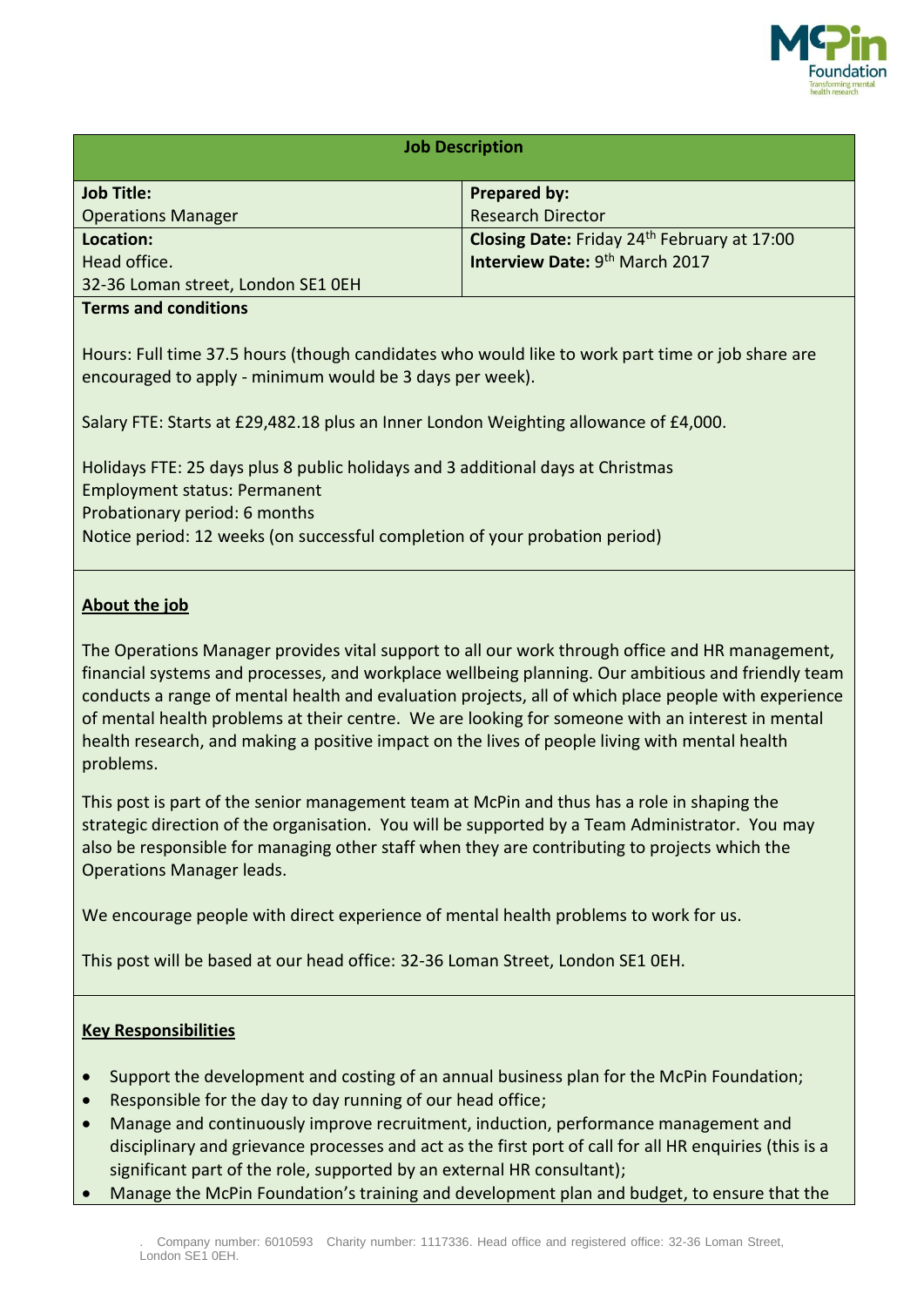| Job Description | |
|---|---|
| **Job Title:**<br>Operations Manager | **Prepared by:**<br>Research Director |
| **Location:**<br>Head office.<br>32-36 Loman street, London SE1 0EH | **Closing Date:** Friday 24th February at 17:00<br>**Interview Date:** 9th March 2017 |

**Terms and conditions**

Hours: Full time 37.5 hours (though candidates who would like to work part time or job share are encouraged to apply - minimum would be 3 days per week).

Salary FTE: Starts at £29,482.18 plus an Inner London Weighting allowance of £4,000.

Holidays FTE: 25 days plus 8 public holidays and 3 additional days at Christmas
Employment status: Permanent
Probationary period: 6 months
Notice period: 12 weeks (on successful completion of your probation period)

## About the job

The Operations Manager provides vital support to all our work through office and HR management, financial systems and processes, and workplace wellbeing planning. Our ambitious and friendly team conducts a range of mental health and evaluation projects, all of which place people with experience of mental health problems at their centre. We are looking for someone with an interest in mental health research, and making a positive impact on the lives of people living with mental health problems.

This post is part of the senior management team at McPin and thus has a role in shaping the strategic direction of the organisation. You will be supported by a Team Administrator. You may also be responsible for managing other staff when they are contributing to projects which the Operations Manager leads.

We encourage people with direct experience of mental health problems to work for us.

This post will be based at our head office: 32-36 Loman Street, London SE1 0EH.

## Key Responsibilities

- Support the development and costing of an annual business plan for the McPin Foundation;
- Responsible for the day to day running of our head office;
- Manage and continuously improve recruitment, induction, performance management and disciplinary and grievance processes and act as the first port of call for all HR enquiries (this is a significant part of the role, supported by an external HR consultant);
- Manage the McPin Foundation's training and development plan and budget, to ensure that the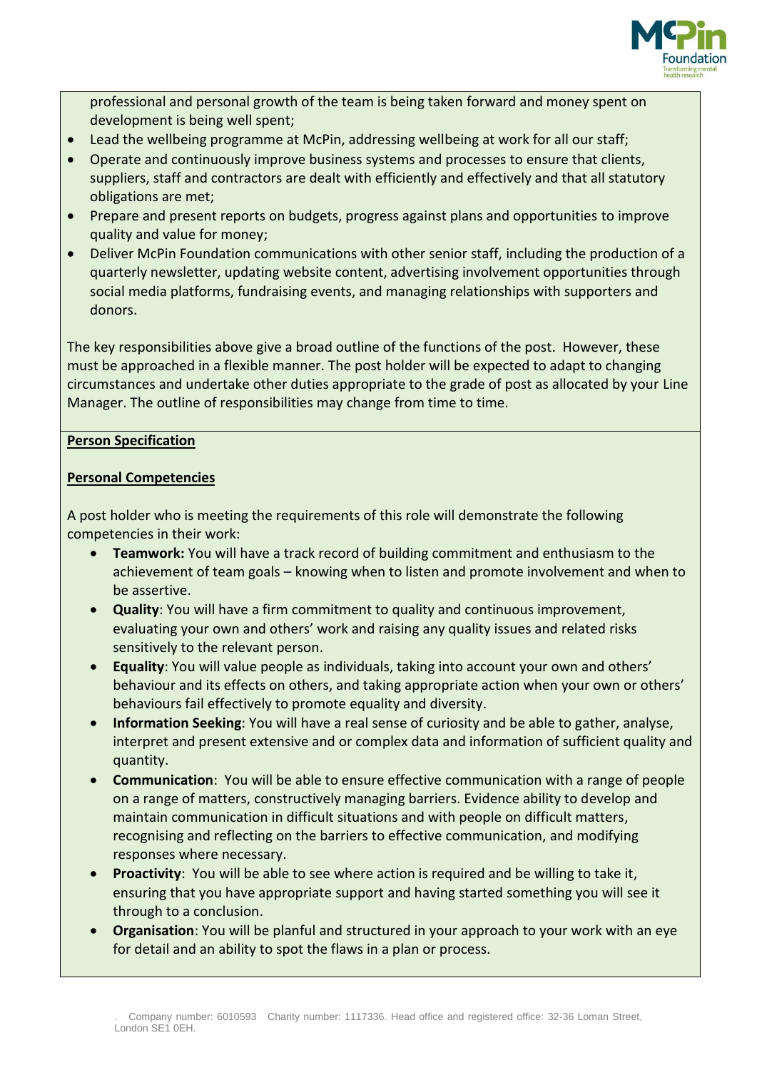professional and personal growth of the team is being taken forward and money spent on development is being well spent;

- Lead the wellbeing programme at McPin, addressing wellbeing at work for all our staff;
- Operate and continuously improve business systems and processes to ensure that clients, suppliers, staff and contractors are dealt with efficiently and effectively and that all statutory obligations are met;
- Prepare and present reports on budgets, progress against plans and opportunities to improve quality and value for money;
- Deliver McPin Foundation communications with other senior staff, including the production of a quarterly newsletter, updating website content, advertising involvement opportunities through social media platforms, fundraising events, and managing relationships with supporters and donors.

The key responsibilities above give a broad outline of the functions of the post. However, these must be approached in a flexible manner. The post holder will be expected to adapt to changing circumstances and undertake other duties appropriate to the grade of post as allocated by your Line Manager. The outline of responsibilities may change from time to time.

**Person Specification**

**Personal Competencies**

A post holder who is meeting the requirements of this role will demonstrate the following competencies in their work:

- **Teamwork:** You will have a track record of building commitment and enthusiasm to the achievement of team goals – knowing when to listen and promote involvement and when to be assertive.
- **Quality**: You will have a firm commitment to quality and continuous improvement, evaluating your own and others' work and raising any quality issues and related risks sensitively to the relevant person.
- **Equality**: You will value people as individuals, taking into account your own and others' behaviour and its effects on others, and taking appropriate action when your own or others' behaviours fail effectively to promote equality and diversity.
- **Information Seeking**: You will have a real sense of curiosity and be able to gather, analyse, interpret and present extensive and or complex data and information of sufficient quality and quantity.
- **Communication**: You will be able to ensure effective communication with a range of people on a range of matters, constructively managing barriers. Evidence ability to develop and maintain communication in difficult situations and with people on difficult matters, recognising and reflecting on the barriers to effective communication, and modifying responses where necessary.
- **Proactivity**: You will be able to see where action is required and be willing to take it, ensuring that you have appropriate support and having started something you will see it through to a conclusion.
- **Organisation**: You will be planful and structured in your approach to your work with an eye for detail and an ability to spot the flaws in a plan or process.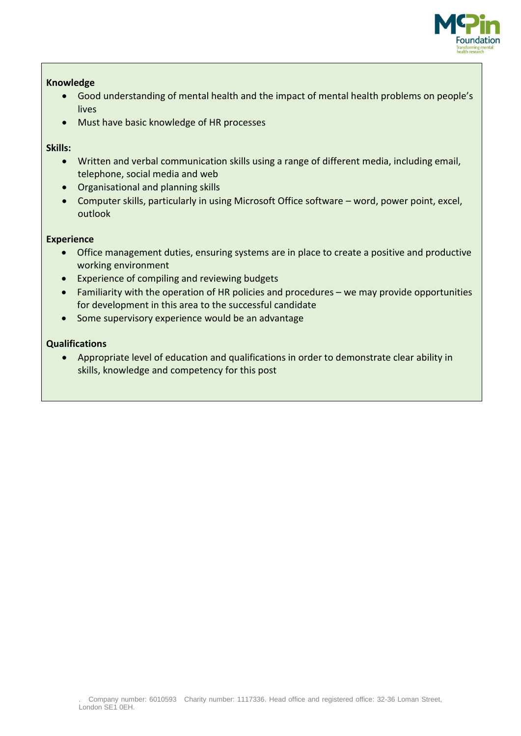**Knowledge**

- Good understanding of mental health and the impact of mental health problems on people's lives
- Must have basic knowledge of HR processes

**Skills:**

- Written and verbal communication skills using a range of different media, including email, telephone, social media and web
- Organisational and planning skills
- Computer skills, particularly in using Microsoft Office software – word, power point, excel, outlook

**Experience**

- Office management duties, ensuring systems are in place to create a positive and productive working environment
- Experience of compiling and reviewing budgets
- Familiarity with the operation of HR policies and procedures – we may provide opportunities for development in this area to the successful candidate
- Some supervisory experience would be an advantage

**Qualifications**

- Appropriate level of education and qualifications in order to demonstrate clear ability in skills, knowledge and competency for this post